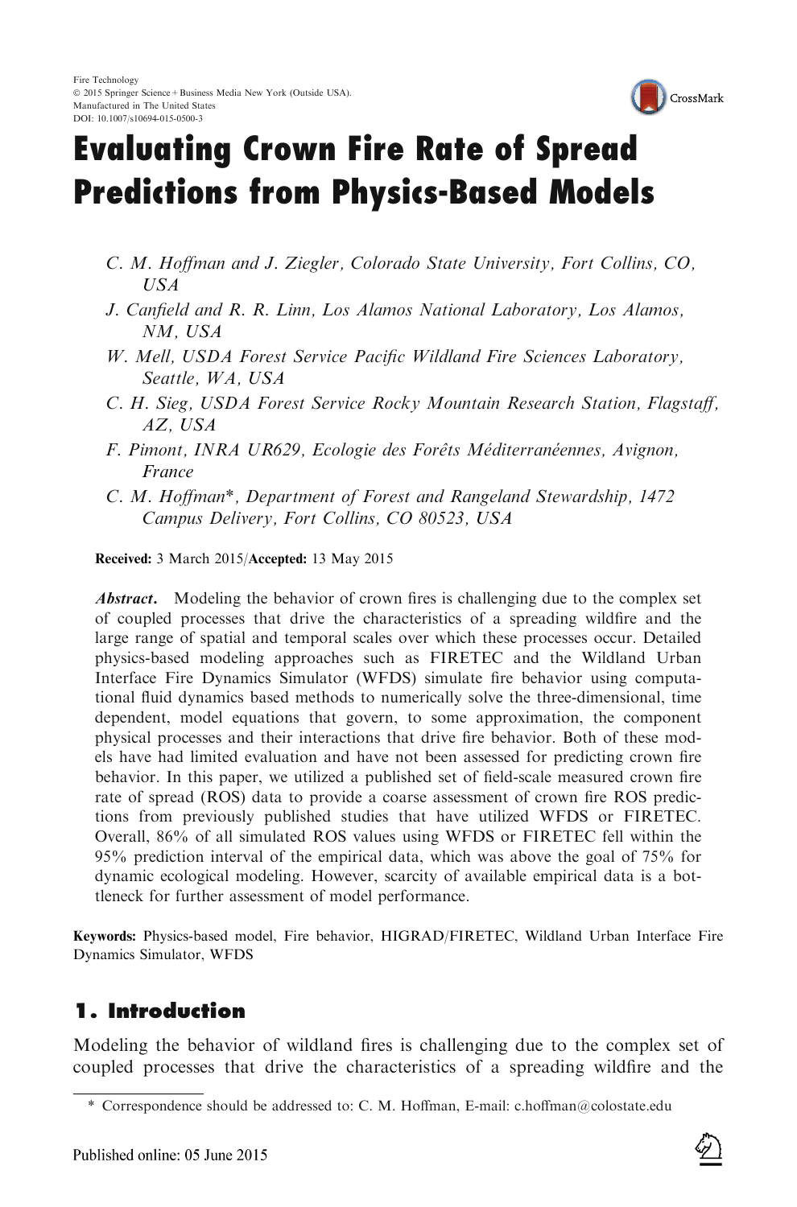# Evaluating Crown Fire Rate of Spread Predictions from Physics-Based Models

*C. M. Hoffman and J. Ziegler, Colorado State University, Fort Collins, CO, USA*

*J. Canfield and R. R. Linn, Los Alamos National Laboratory, Los Alamos, NM, USA*

*W. Mell, USDA Forest Service Pacific Wildland Fire Sciences Laboratory, Seattle, WA, USA*

*C. H. Sieg, USDA Forest Service Rocky Mountain Research Station, Flagstaff, AZ, USA*

*F. Pimont, INRA UR629, Ecologie des Forêts Méditerranéennes, Avignon, France*

*C. M. Hoffman\*, Department of Forest and Rangeland Stewardship, 1472 Campus Delivery, Fort Collins, CO 80523, USA*

**Received:** 3 March 2015/**Accepted:** 13 May 2015

***Abstract*.** Modeling the behavior of crown fires is challenging due to the complex set of coupled processes that drive the characteristics of a spreading wildfire and the large range of spatial and temporal scales over which these processes occur. Detailed physics-based modeling approaches such as FIRETEC and the Wildland Urban Interface Fire Dynamics Simulator (WFDS) simulate fire behavior using computational fluid dynamics based methods to numerically solve the three-dimensional, time dependent, model equations that govern, to some approximation, the component physical processes and their interactions that drive fire behavior. Both of these models have had limited evaluation and have not been assessed for predicting crown fire behavior. In this paper, we utilized a published set of field-scale measured crown fire rate of spread (ROS) data to provide a coarse assessment of crown fire ROS predictions from previously published studies that have utilized WFDS or FIRETEC. Overall, 86% of all simulated ROS values using WFDS or FIRETEC fell within the 95% prediction interval of the empirical data, which was above the goal of 75% for dynamic ecological modeling. However, scarcity of available empirical data is a bottleneck for further assessment of model performance.

**Keywords:** Physics-based model, Fire behavior, HIGRAD/FIRETEC, Wildland Urban Interface Fire Dynamics Simulator, WFDS

## 1. Introduction

Modeling the behavior of wildland fires is challenging due to the complex set of coupled processes that drive the characteristics of a spreading wildfire and the

\* Correspondence should be addressed to: C. M. Hoffman, E-mail: c.hoffman@colostate.edu

Published online: 05 June 2015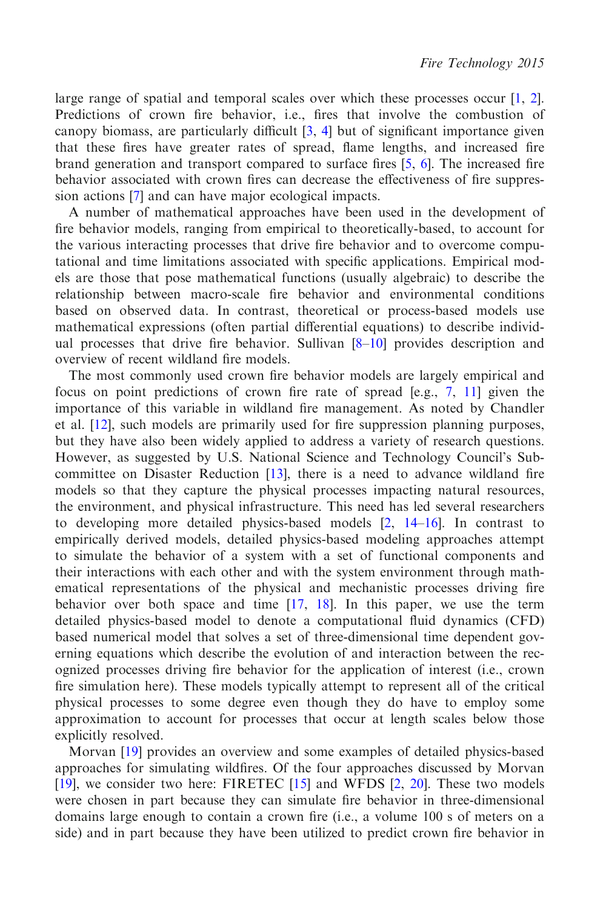large range of spatial and temporal scales over which these processes occur [1, 2]. Predictions of crown fire behavior, i.e., fires that involve the combustion of canopy biomass, are particularly difficult [3, 4] but of significant importance given that these fires have greater rates of spread, flame lengths, and increased fire brand generation and transport compared to surface fires [5, 6]. The increased fire behavior associated with crown fires can decrease the effectiveness of fire suppression actions [7] and can have major ecological impacts.

A number of mathematical approaches have been used in the development of fire behavior models, ranging from empirical to theoretically-based, to account for the various interacting processes that drive fire behavior and to overcome computational and time limitations associated with specific applications. Empirical models are those that pose mathematical functions (usually algebraic) to describe the relationship between macro-scale fire behavior and environmental conditions based on observed data. In contrast, theoretical or process-based models use mathematical expressions (often partial differential equations) to describe individual processes that drive fire behavior. Sullivan [8–10] provides description and overview of recent wildland fire models.

The most commonly used crown fire behavior models are largely empirical and focus on point predictions of crown fire rate of spread [e.g., 7, 11] given the importance of this variable in wildland fire management. As noted by Chandler et al. [12], such models are primarily used for fire suppression planning purposes, but they have also been widely applied to address a variety of research questions. However, as suggested by U.S. National Science and Technology Council's Subcommittee on Disaster Reduction [13], there is a need to advance wildland fire models so that they capture the physical processes impacting natural resources, the environment, and physical infrastructure. This need has led several researchers to developing more detailed physics-based models [2, 14–16]. In contrast to empirically derived models, detailed physics-based modeling approaches attempt to simulate the behavior of a system with a set of functional components and their interactions with each other and with the system environment through mathematical representations of the physical and mechanistic processes driving fire behavior over both space and time [17, 18]. In this paper, we use the term detailed physics-based model to denote a computational fluid dynamics (CFD) based numerical model that solves a set of three-dimensional time dependent governing equations which describe the evolution of and interaction between the recognized processes driving fire behavior for the application of interest (i.e., crown fire simulation here). These models typically attempt to represent all of the critical physical processes to some degree even though they do have to employ some approximation to account for processes that occur at length scales below those explicitly resolved.

Morvan [19] provides an overview and some examples of detailed physics-based approaches for simulating wildfires. Of the four approaches discussed by Morvan [19], we consider two here: FIRETEC [15] and WFDS [2, 20]. These two models were chosen in part because they can simulate fire behavior in three-dimensional domains large enough to contain a crown fire (i.e., a volume 100 s of meters on a side) and in part because they have been utilized to predict crown fire behavior in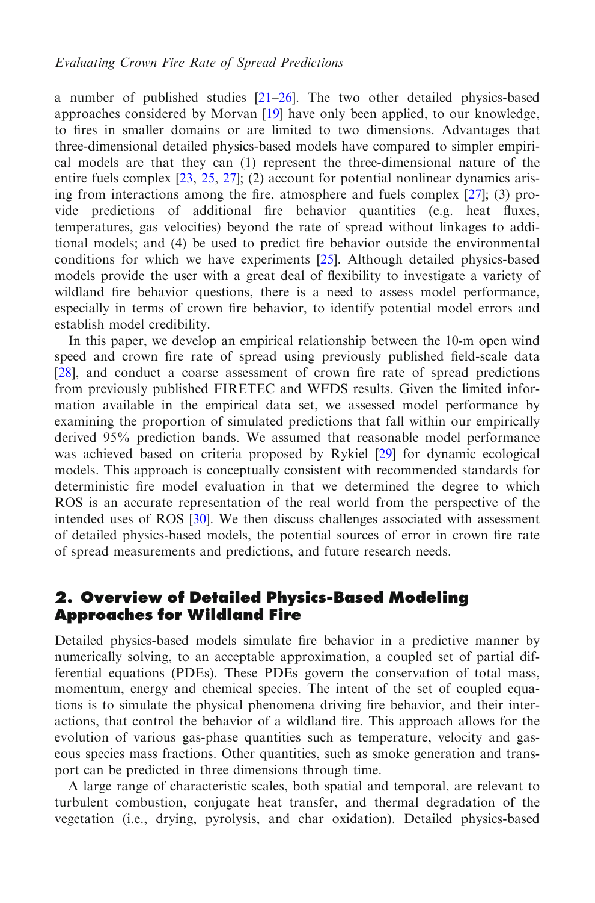a number of published studies [21–26]. The two other detailed physics-based approaches considered by Morvan [19] have only been applied, to our knowledge, to fires in smaller domains or are limited to two dimensions. Advantages that three-dimensional detailed physics-based models have compared to simpler empirical models are that they can (1) represent the three-dimensional nature of the entire fuels complex [23, 25, 27]; (2) account for potential nonlinear dynamics arising from interactions among the fire, atmosphere and fuels complex [27]; (3) provide predictions of additional fire behavior quantities (e.g. heat fluxes, temperatures, gas velocities) beyond the rate of spread without linkages to additional models; and (4) be used to predict fire behavior outside the environmental conditions for which we have experiments [25]. Although detailed physics-based models provide the user with a great deal of flexibility to investigate a variety of wildland fire behavior questions, there is a need to assess model performance, especially in terms of crown fire behavior, to identify potential model errors and establish model credibility.

In this paper, we develop an empirical relationship between the 10-m open wind speed and crown fire rate of spread using previously published field-scale data [28], and conduct a coarse assessment of crown fire rate of spread predictions from previously published FIRETEC and WFDS results. Given the limited information available in the empirical data set, we assessed model performance by examining the proportion of simulated predictions that fall within our empirically derived 95% prediction bands. We assumed that reasonable model performance was achieved based on criteria proposed by Rykiel [29] for dynamic ecological models. This approach is conceptually consistent with recommended standards for deterministic fire model evaluation in that we determined the degree to which ROS is an accurate representation of the real world from the perspective of the intended uses of ROS [30]. We then discuss challenges associated with assessment of detailed physics-based models, the potential sources of error in crown fire rate of spread measurements and predictions, and future research needs.

## 2. Overview of Detailed Physics-Based Modeling Approaches for Wildland Fire

Detailed physics-based models simulate fire behavior in a predictive manner by numerically solving, to an acceptable approximation, a coupled set of partial differential equations (PDEs). These PDEs govern the conservation of total mass, momentum, energy and chemical species. The intent of the set of coupled equations is to simulate the physical phenomena driving fire behavior, and their interactions, that control the behavior of a wildland fire. This approach allows for the evolution of various gas-phase quantities such as temperature, velocity and gaseous species mass fractions. Other quantities, such as smoke generation and transport can be predicted in three dimensions through time.

A large range of characteristic scales, both spatial and temporal, are relevant to turbulent combustion, conjugate heat transfer, and thermal degradation of the vegetation (i.e., drying, pyrolysis, and char oxidation). Detailed physics-based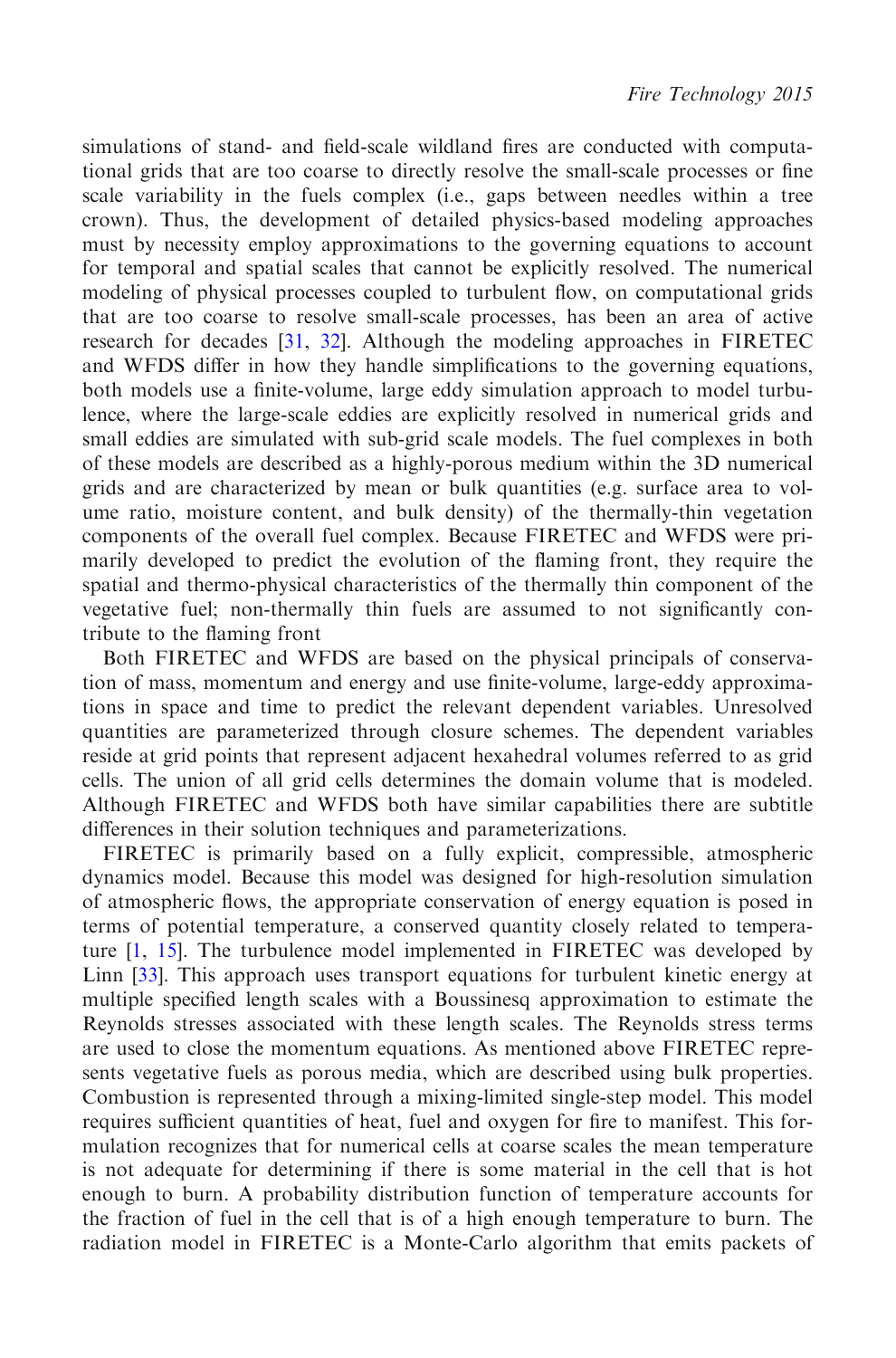simulations of stand- and field-scale wildland fires are conducted with computational grids that are too coarse to directly resolve the small-scale processes or fine scale variability in the fuels complex (i.e., gaps between needles within a tree crown). Thus, the development of detailed physics-based modeling approaches must by necessity employ approximations to the governing equations to account for temporal and spatial scales that cannot be explicitly resolved. The numerical modeling of physical processes coupled to turbulent flow, on computational grids that are too coarse to resolve small-scale processes, has been an area of active research for decades [31, 32]. Although the modeling approaches in FIRETEC and WFDS differ in how they handle simplifications to the governing equations, both models use a finite-volume, large eddy simulation approach to model turbulence, where the large-scale eddies are explicitly resolved in numerical grids and small eddies are simulated with sub-grid scale models. The fuel complexes in both of these models are described as a highly-porous medium within the 3D numerical grids and are characterized by mean or bulk quantities (e.g. surface area to volume ratio, moisture content, and bulk density) of the thermally-thin vegetation components of the overall fuel complex. Because FIRETEC and WFDS were primarily developed to predict the evolution of the flaming front, they require the spatial and thermo-physical characteristics of the thermally thin component of the vegetative fuel; non-thermally thin fuels are assumed to not significantly contribute to the flaming front

Both FIRETEC and WFDS are based on the physical principals of conservation of mass, momentum and energy and use finite-volume, large-eddy approximations in space and time to predict the relevant dependent variables. Unresolved quantities are parameterized through closure schemes. The dependent variables reside at grid points that represent adjacent hexahedral volumes referred to as grid cells. The union of all grid cells determines the domain volume that is modeled. Although FIRETEC and WFDS both have similar capabilities there are subtitle differences in their solution techniques and parameterizations.

FIRETEC is primarily based on a fully explicit, compressible, atmospheric dynamics model. Because this model was designed for high-resolution simulation of atmospheric flows, the appropriate conservation of energy equation is posed in terms of potential temperature, a conserved quantity closely related to temperature [1, 15]. The turbulence model implemented in FIRETEC was developed by Linn [33]. This approach uses transport equations for turbulent kinetic energy at multiple specified length scales with a Boussinesq approximation to estimate the Reynolds stresses associated with these length scales. The Reynolds stress terms are used to close the momentum equations. As mentioned above FIRETEC represents vegetative fuels as porous media, which are described using bulk properties. Combustion is represented through a mixing-limited single-step model. This model requires sufficient quantities of heat, fuel and oxygen for fire to manifest. This formulation recognizes that for numerical cells at coarse scales the mean temperature is not adequate for determining if there is some material in the cell that is hot enough to burn. A probability distribution function of temperature accounts for the fraction of fuel in the cell that is of a high enough temperature to burn. The radiation model in FIRETEC is a Monte-Carlo algorithm that emits packets of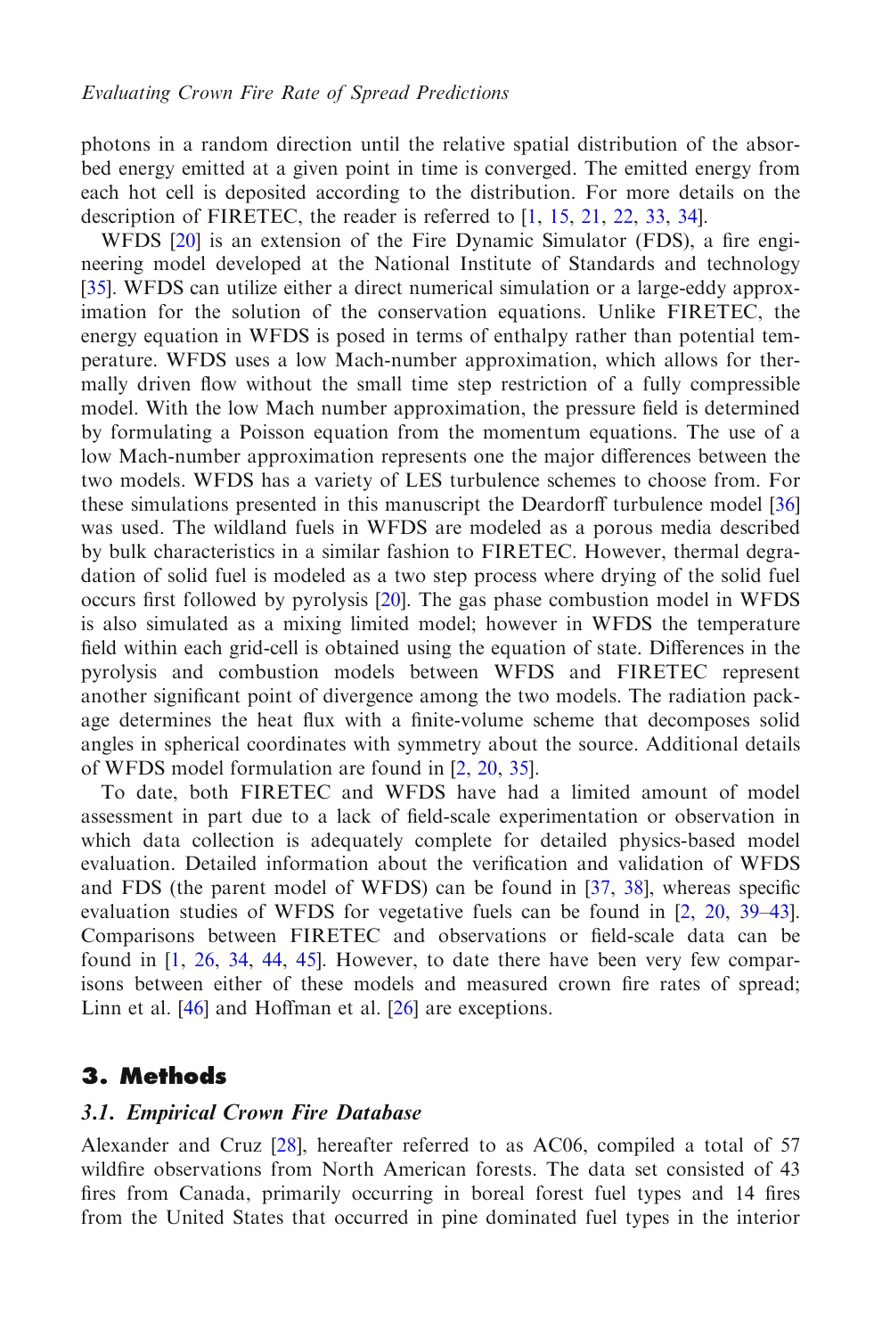photons in a random direction until the relative spatial distribution of the absorbed energy emitted at a given point in time is converged. The emitted energy from each hot cell is deposited according to the distribution. For more details on the description of FIRETEC, the reader is referred to [1, 15, 21, 22, 33, 34].

WFDS [20] is an extension of the Fire Dynamic Simulator (FDS), a fire engineering model developed at the National Institute of Standards and technology [35]. WFDS can utilize either a direct numerical simulation or a large-eddy approximation for the solution of the conservation equations. Unlike FIRETEC, the energy equation in WFDS is posed in terms of enthalpy rather than potential temperature. WFDS uses a low Mach-number approximation, which allows for thermally driven flow without the small time step restriction of a fully compressible model. With the low Mach number approximation, the pressure field is determined by formulating a Poisson equation from the momentum equations. The use of a low Mach-number approximation represents one the major differences between the two models. WFDS has a variety of LES turbulence schemes to choose from. For these simulations presented in this manuscript the Deardorff turbulence model [36] was used. The wildland fuels in WFDS are modeled as a porous media described by bulk characteristics in a similar fashion to FIRETEC. However, thermal degradation of solid fuel is modeled as a two step process where drying of the solid fuel occurs first followed by pyrolysis [20]. The gas phase combustion model in WFDS is also simulated as a mixing limited model; however in WFDS the temperature field within each grid-cell is obtained using the equation of state. Differences in the pyrolysis and combustion models between WFDS and FIRETEC represent another significant point of divergence among the two models. The radiation package determines the heat flux with a finite-volume scheme that decomposes solid angles in spherical coordinates with symmetry about the source. Additional details of WFDS model formulation are found in [2, 20, 35].

To date, both FIRETEC and WFDS have had a limited amount of model assessment in part due to a lack of field-scale experimentation or observation in which data collection is adequately complete for detailed physics-based model evaluation. Detailed information about the verification and validation of WFDS and FDS (the parent model of WFDS) can be found in [37, 38], whereas specific evaluation studies of WFDS for vegetative fuels can be found in [2, 20, 39–43]. Comparisons between FIRETEC and observations or field-scale data can be found in [1, 26, 34, 44, 45]. However, to date there have been very few comparisons between either of these models and measured crown fire rates of spread; Linn et al. [46] and Hoffman et al. [26] are exceptions.

## 3. Methods

### 3.1. Empirical Crown Fire Database

Alexander and Cruz [28], hereafter referred to as AC06, compiled a total of 57 wildfire observations from North American forests. The data set consisted of 43 fires from Canada, primarily occurring in boreal forest fuel types and 14 fires from the United States that occurred in pine dominated fuel types in the interior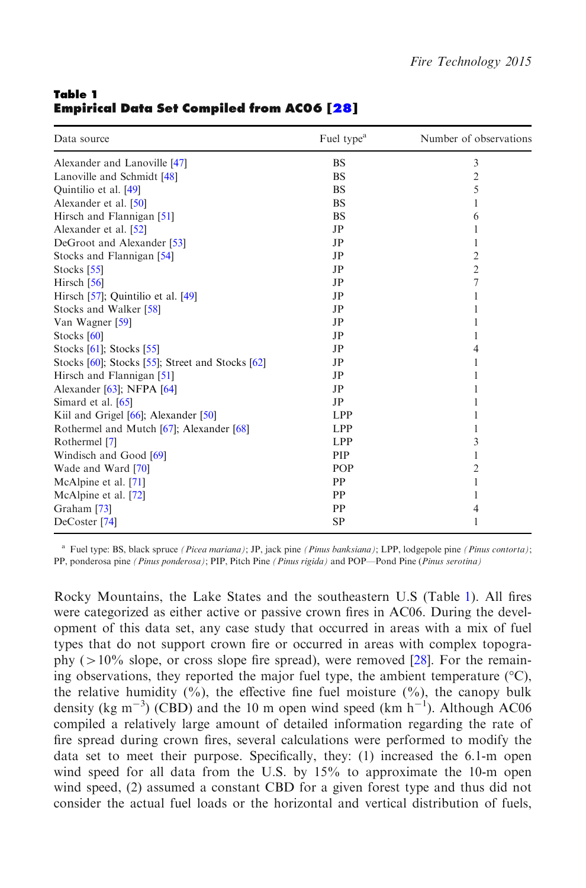**Table 1**
**Empirical Data Set Compiled from AC06 [28]**

| Data source | Fuel type[a] | Number of observations |
|---|---|---|
| Alexander and Lanoville [47] | BS | 3 |
| Lanoville and Schmidt [48] | BS | 2 |
| Quintilio et al. [49] | BS | 5 |
| Alexander et al. [50] | BS | 1 |
| Hirsch and Flannigan [51] | BS | 6 |
| Alexander et al. [52] | JP | 1 |
| DeGroot and Alexander [53] | JP | 1 |
| Stocks and Flannigan [54] | JP | 2 |
| Stocks [55] | JP | 2 |
| Hirsch [56] | JP | 7 |
| Hirsch [57]; Quintilio et al. [49] | JP | 1 |
| Stocks and Walker [58] | JP | 1 |
| Van Wagner [59] | JP | 1 |
| Stocks [60] | JP | 1 |
| Stocks [61]; Stocks [55] | JP | 4 |
| Stocks [60]; Stocks [55]; Street and Stocks [62] | JP | 1 |
| Hirsch and Flannigan [51] | JP | 1 |
| Alexander [63]; NFPA [64] | JP | 1 |
| Simard et al. [65] | JP | 1 |
| Kiil and Grigel [66]; Alexander [50] | LPP | 1 |
| Rothermel and Mutch [67]; Alexander [68] | LPP | 1 |
| Rothermel [7] | LPP | 3 |
| Windisch and Good [69] | PIP | 1 |
| Wade and Ward [70] | POP | 2 |
| McAlpine et al. [71] | PP | 1 |
| McAlpine et al. [72] | PP | 1 |
| Graham [73] | PP | 4 |
| DeCoster [74] | SP | 1 |

[a] Fuel type: BS, black spruce *(Picea mariana)*; JP, jack pine *(Pinus banksiana)*; LPP, lodgepole pine *(Pinus contorta)*; PP, ponderosa pine *(Pinus ponderosa)*; PIP, Pitch Pine *(Pinus rigida)* and POP—Pond Pine (*Pinus serotina*)

Rocky Mountains, the Lake States and the southeastern U.S (Table 1). All fires were categorized as either active or passive crown fires in AC06. During the development of this data set, any case study that occurred in areas with a mix of fuel types that do not support crown fire or occurred in areas with complex topography (>10% slope, or cross slope fire spread), were removed [28]. For the remaining observations, they reported the major fuel type, the ambient temperature (°C), the relative humidity (%), the effective fine fuel moisture (%), the canopy bulk density (kg $m^{-3}$) (CBD) and the 10 m open wind speed (km $h^{-1}$). Although AC06 compiled a relatively large amount of detailed information regarding the rate of fire spread during crown fires, several calculations were performed to modify the data set to meet their purpose. Specifically, they: (1) increased the 6.1-m open wind speed for all data from the U.S. by 15% to approximate the 10-m open wind speed, (2) assumed a constant CBD for a given forest type and thus did not consider the actual fuel loads or the horizontal and vertical distribution of fuels,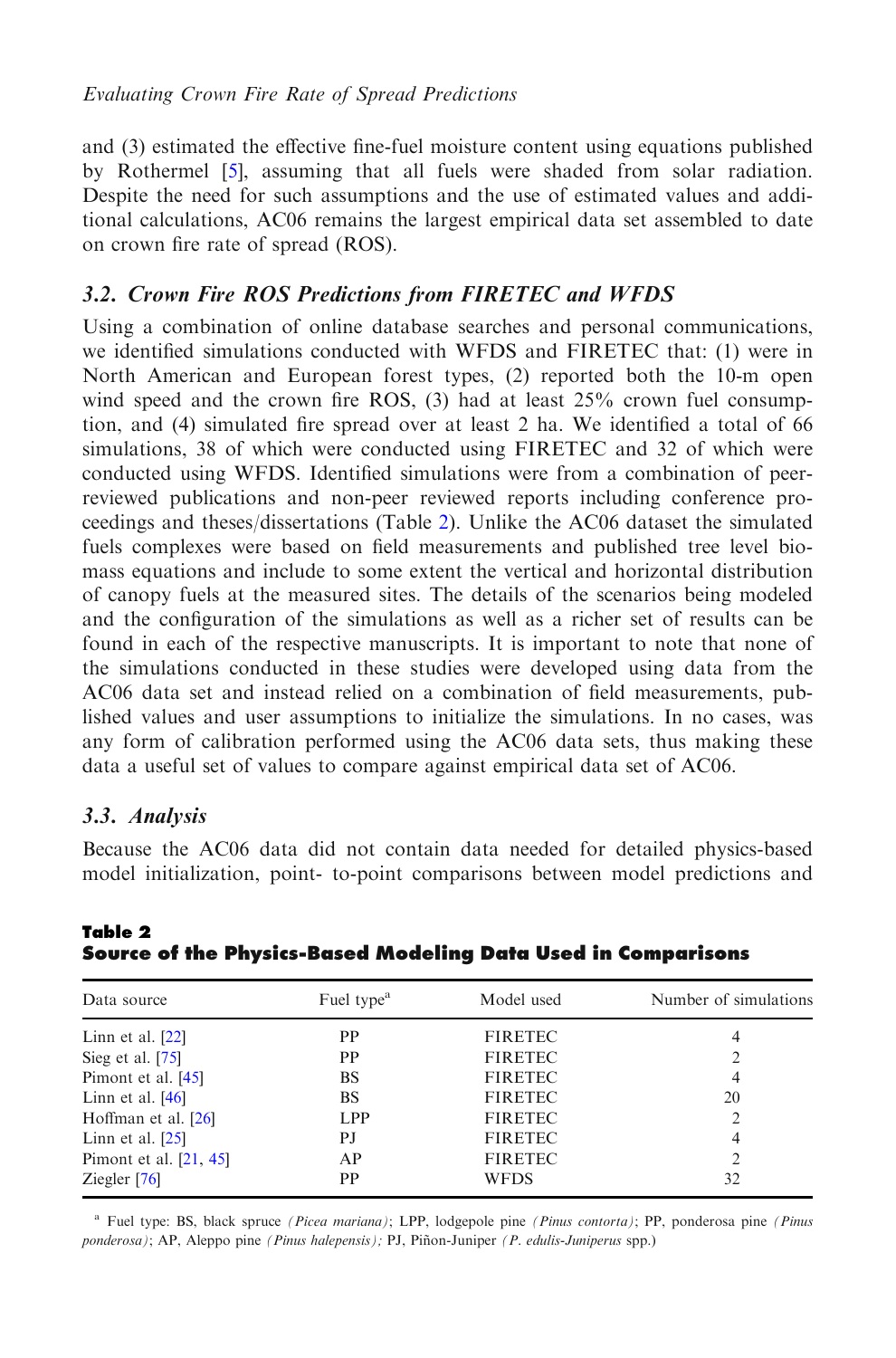and (3) estimated the effective fine-fuel moisture content using equations published by Rothermel [5], assuming that all fuels were shaded from solar radiation. Despite the need for such assumptions and the use of estimated values and additional calculations, AC06 remains the largest empirical data set assembled to date on crown fire rate of spread (ROS).

### 3.2. Crown Fire ROS Predictions from FIRETEC and WFDS

Using a combination of online database searches and personal communications, we identified simulations conducted with WFDS and FIRETEC that: (1) were in North American and European forest types, (2) reported both the 10-m open wind speed and the crown fire ROS, (3) had at least 25% crown fuel consumption, and (4) simulated fire spread over at least 2 ha. We identified a total of 66 simulations, 38 of which were conducted using FIRETEC and 32 of which were conducted using WFDS. Identified simulations were from a combination of peer-reviewed publications and non-peer reviewed reports including conference proceedings and theses/dissertations (Table 2). Unlike the AC06 dataset the simulated fuels complexes were based on field measurements and published tree level biomass equations and include to some extent the vertical and horizontal distribution of canopy fuels at the measured sites. The details of the scenarios being modeled and the configuration of the simulations as well as a richer set of results can be found in each of the respective manuscripts. It is important to note that none of the simulations conducted in these studies were developed using data from the AC06 data set and instead relied on a combination of field measurements, published values and user assumptions to initialize the simulations. In no cases, was any form of calibration performed using the AC06 data sets, thus making these data a useful set of values to compare against empirical data set of AC06.

### 3.3. Analysis

Because the AC06 data did not contain data needed for detailed physics-based model initialization, point- to-point comparisons between model predictions and

**Table 2**
**Source of the Physics-Based Modeling Data Used in Comparisons**

| Data source | Fuel type[a] | Model used | Number of simulations |
|---|---|---|---|
| Linn et al. [22] | PP | FIRETEC | 4 |
| Sieg et al. [75] | PP | FIRETEC | 2 |
| Pimont et al. [45] | BS | FIRETEC | 4 |
| Linn et al. [46] | BS | FIRETEC | 20 |
| Hoffman et al. [26] | LPP | FIRETEC | 2 |
| Linn et al. [25] | PJ | FIRETEC | 4 |
| Pimont et al. [21, 45] | AP | FIRETEC | 2 |
| Ziegler [76] | PP | WFDS | 32 |

[a] Fuel type: BS, black spruce *(Picea mariana)*; LPP, lodgepole pine *(Pinus contorta)*; PP, ponderosa pine *(Pinus ponderosa)*; AP, Aleppo pine *(Pinus halepensis)*; PJ, Piñon-Juniper *(P. edulis-Juniperus* spp.)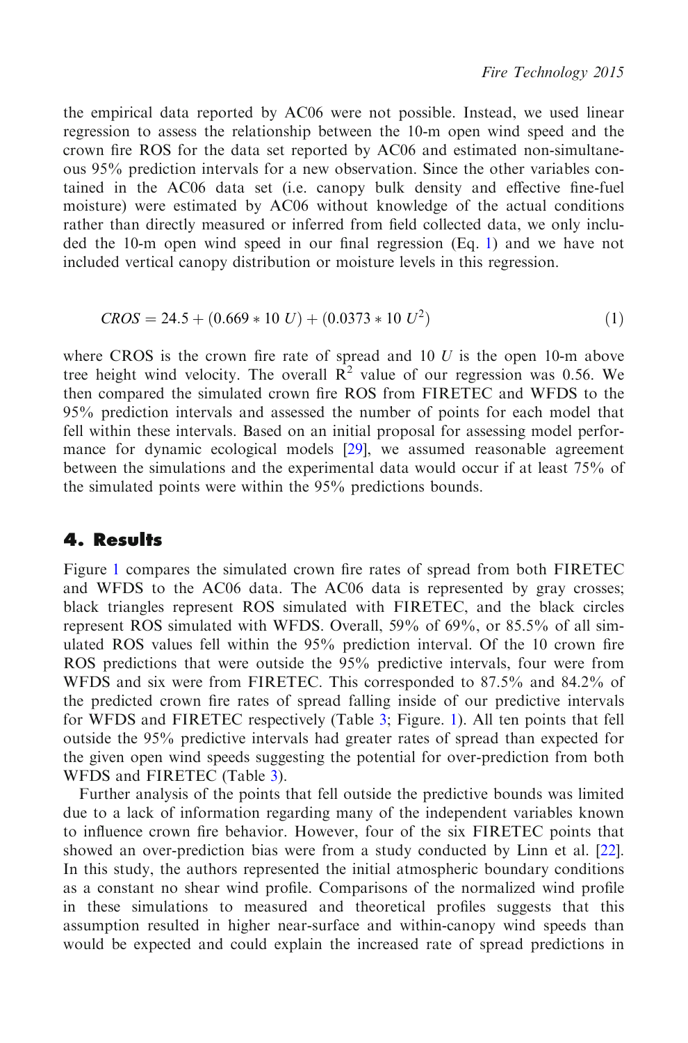the empirical data reported by AC06 were not possible. Instead, we used linear regression to assess the relationship between the 10-m open wind speed and the crown fire ROS for the data set reported by AC06 and estimated non-simultaneous 95% prediction intervals for a new observation. Since the other variables contained in the AC06 data set (i.e. canopy bulk density and effective fine-fuel moisture) were estimated by AC06 without knowledge of the actual conditions rather than directly measured or inferred from field collected data, we only included the 10-m open wind speed in our final regression (Eq. 1) and we have not included vertical canopy distribution or moisture levels in this regression.

$$CROS = 24.5 + (0.669 * 10\ U) + (0.0373 * 10\ U^2) \tag{1}$$

where CROS is the crown fire rate of spread and $10\ U$ is the open 10-m above tree height wind velocity. The overall $R^2$ value of our regression was 0.56. We then compared the simulated crown fire ROS from FIRETEC and WFDS to the 95% prediction intervals and assessed the number of points for each model that fell within these intervals. Based on an initial proposal for assessing model performance for dynamic ecological models [29], we assumed reasonable agreement between the simulations and the experimental data would occur if at least 75% of the simulated points were within the 95% predictions bounds.

## 4. Results

Figure 1 compares the simulated crown fire rates of spread from both FIRETEC and WFDS to the AC06 data. The AC06 data is represented by gray crosses; black triangles represent ROS simulated with FIRETEC, and the black circles represent ROS simulated with WFDS. Overall, 59% of 69%, or 85.5% of all simulated ROS values fell within the 95% prediction interval. Of the 10 crown fire ROS predictions that were outside the 95% predictive intervals, four were from WFDS and six were from FIRETEC. This corresponded to 87.5% and 84.2% of the predicted crown fire rates of spread falling inside of our predictive intervals for WFDS and FIRETEC respectively (Table 3; Figure. 1). All ten points that fell outside the 95% predictive intervals had greater rates of spread than expected for the given open wind speeds suggesting the potential for over-prediction from both WFDS and FIRETEC (Table 3).

Further analysis of the points that fell outside the predictive bounds was limited due to a lack of information regarding many of the independent variables known to influence crown fire behavior. However, four of the six FIRETEC points that showed an over-prediction bias were from a study conducted by Linn et al. [22]. In this study, the authors represented the initial atmospheric boundary conditions as a constant no shear wind profile. Comparisons of the normalized wind profile in these simulations to measured and theoretical profiles suggests that this assumption resulted in higher near-surface and within-canopy wind speeds than would be expected and could explain the increased rate of spread predictions in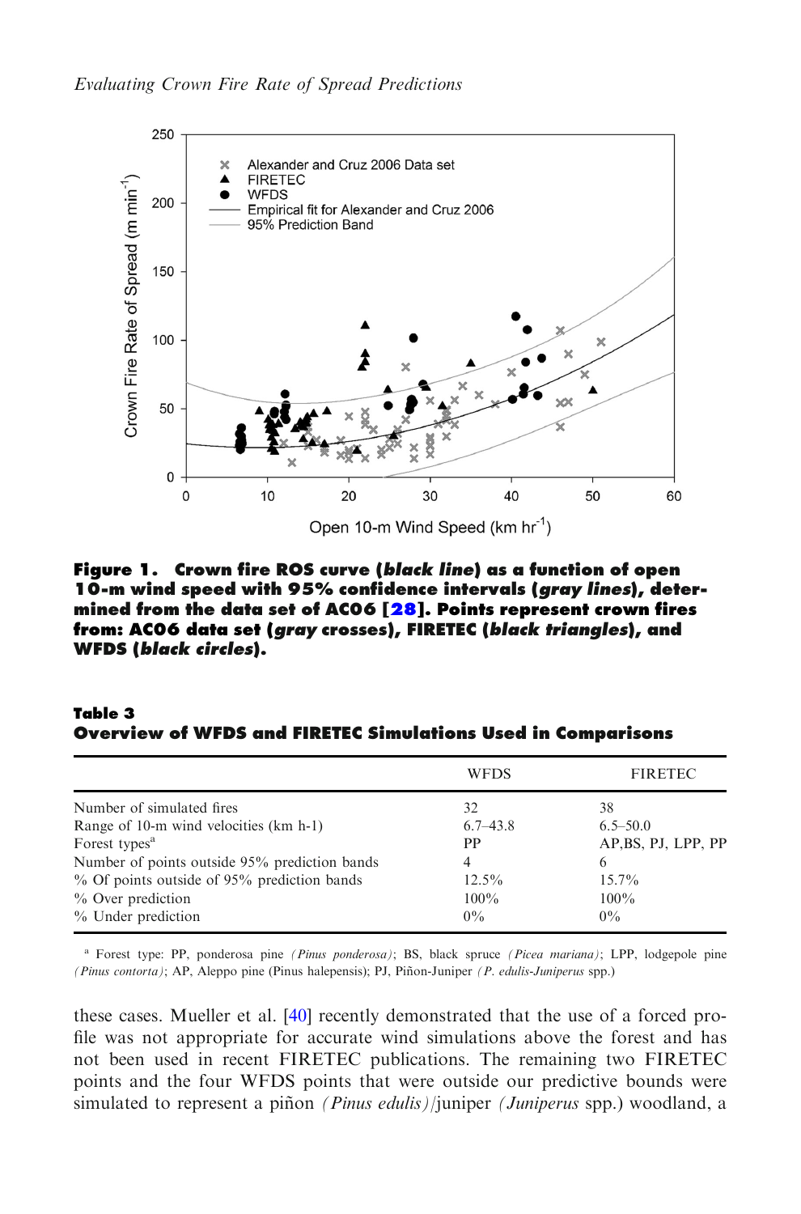**Figure 1.** Crown fire ROS curve (*black line*) as a function of open 10-m wind speed with 95% confidence intervals (*gray lines*), determined from the data set of AC06 [28]. Points represent crown fires from: AC06 data set (*gray* crosses), FIRETEC (*black triangles*), and WFDS (*black circles*).

**Table 3**
**Overview of WFDS and FIRETEC Simulations Used in Comparisons**

| | WFDS | FIRETEC |
|---|---|---|
| Number of simulated fires | 32 | 38 |
| Range of 10-m wind velocities (km h-1) | 6.7–43.8 | 6.5–50.0 |
| Forest types[a] | PP | AP,BS, PJ, LPP, PP |
| Number of points outside 95% prediction bands | 4 | 6 |
| % Of points outside of 95% prediction bands | 12.5% | 15.7% |
| % Over prediction | 100% | 100% |
| % Under prediction | 0% | 0% |

[a] Forest type: PP, ponderosa pine *(Pinus ponderosa)*; BS, black spruce *(Picea mariana)*; LPP, lodgepole pine *(Pinus contorta)*; AP, Aleppo pine (Pinus halepensis); PJ, Piñon-Juniper *(P. edulis-Juniperus* spp.)

these cases. Mueller et al. [40] recently demonstrated that the use of a forced profile was not appropriate for accurate wind simulations above the forest and has not been used in recent FIRETEC publications. The remaining two FIRETEC points and the four WFDS points that were outside our predictive bounds were simulated to represent a piñon *(Pinus edulis)*/juniper *(Juniperus* spp.) woodland, a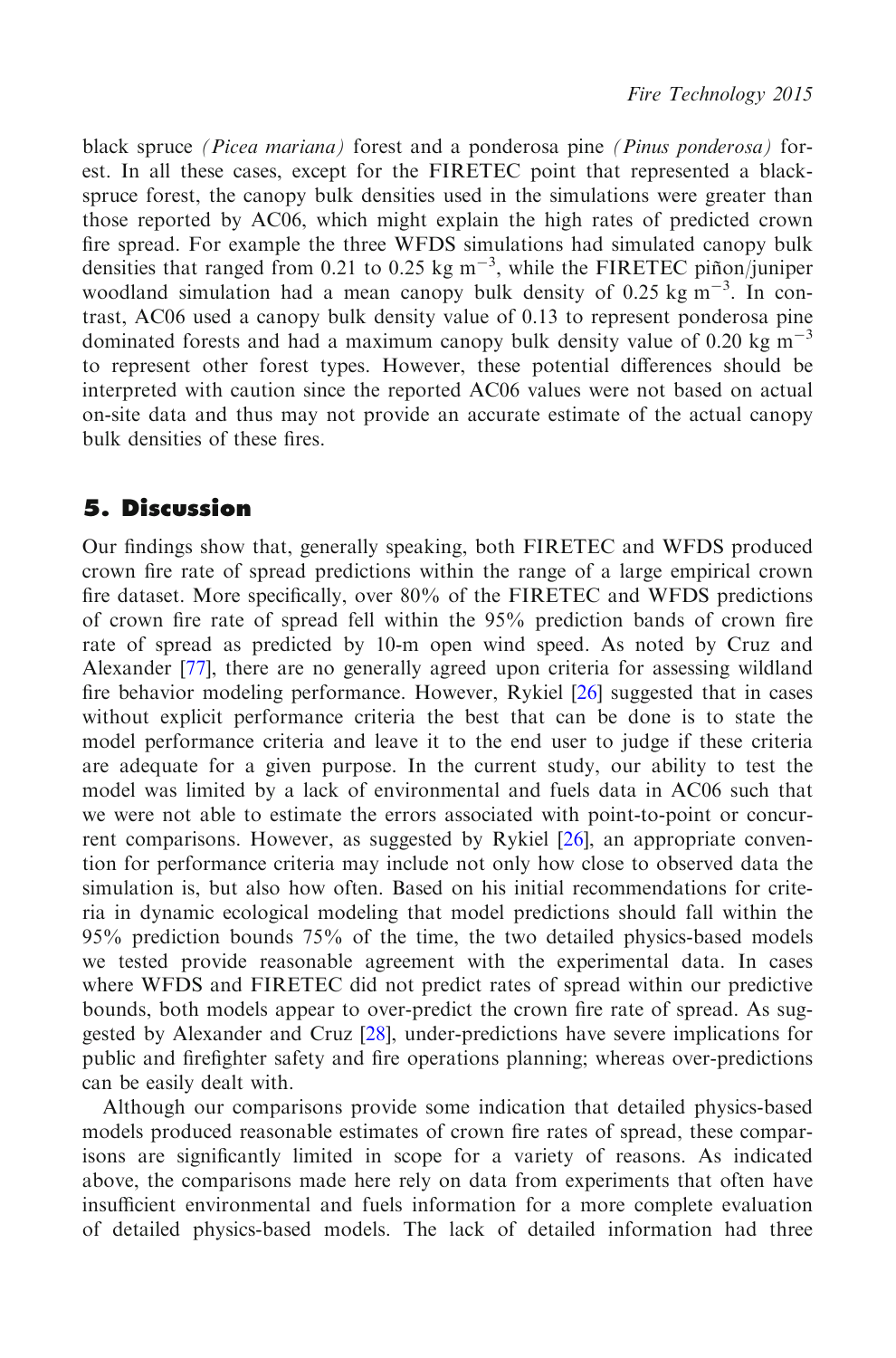black spruce *(Picea mariana)* forest and a ponderosa pine *(Pinus ponderosa)* forest. In all these cases, except for the FIRETEC point that represented a black-spruce forest, the canopy bulk densities used in the simulations were greater than those reported by AC06, which might explain the high rates of predicted crown fire spread. For example the three WFDS simulations had simulated canopy bulk densities that ranged from 0.21 to 0.25 kg $m^{-3}$, while the FIRETEC piñon/juniper woodland simulation had a mean canopy bulk density of 0.25 kg $m^{-3}$. In contrast, AC06 used a canopy bulk density value of 0.13 to represent ponderosa pine dominated forests and had a maximum canopy bulk density value of 0.20 kg $m^{-3}$ to represent other forest types. However, these potential differences should be interpreted with caution since the reported AC06 values were not based on actual on-site data and thus may not provide an accurate estimate of the actual canopy bulk densities of these fires.

## 5. Discussion

Our findings show that, generally speaking, both FIRETEC and WFDS produced crown fire rate of spread predictions within the range of a large empirical crown fire dataset. More specifically, over 80% of the FIRETEC and WFDS predictions of crown fire rate of spread fell within the 95% prediction bands of crown fire rate of spread as predicted by 10-m open wind speed. As noted by Cruz and Alexander [77], there are no generally agreed upon criteria for assessing wildland fire behavior modeling performance. However, Rykiel [26] suggested that in cases without explicit performance criteria the best that can be done is to state the model performance criteria and leave it to the end user to judge if these criteria are adequate for a given purpose. In the current study, our ability to test the model was limited by a lack of environmental and fuels data in AC06 such that we were not able to estimate the errors associated with point-to-point or concurrent comparisons. However, as suggested by Rykiel [26], an appropriate convention for performance criteria may include not only how close to observed data the simulation is, but also how often. Based on his initial recommendations for criteria in dynamic ecological modeling that model predictions should fall within the 95% prediction bounds 75% of the time, the two detailed physics-based models we tested provide reasonable agreement with the experimental data. In cases where WFDS and FIRETEC did not predict rates of spread within our predictive bounds, both models appear to over-predict the crown fire rate of spread. As suggested by Alexander and Cruz [28], under-predictions have severe implications for public and firefighter safety and fire operations planning; whereas over-predictions can be easily dealt with.

Although our comparisons provide some indication that detailed physics-based models produced reasonable estimates of crown fire rates of spread, these comparisons are significantly limited in scope for a variety of reasons. As indicated above, the comparisons made here rely on data from experiments that often have insufficient environmental and fuels information for a more complete evaluation of detailed physics-based models. The lack of detailed information had three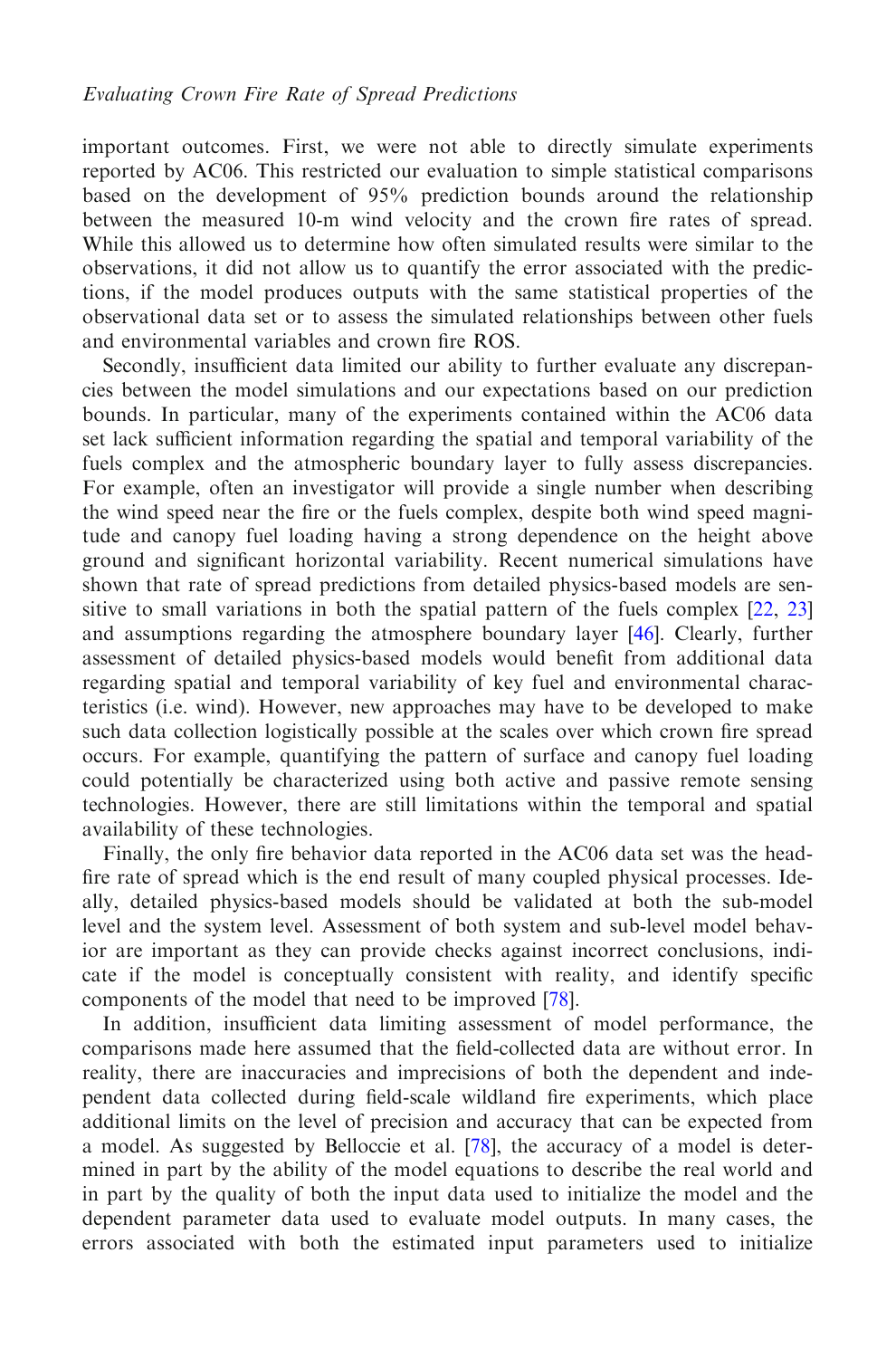important outcomes. First, we were not able to directly simulate experiments reported by AC06. This restricted our evaluation to simple statistical comparisons based on the development of 95% prediction bounds around the relationship between the measured 10-m wind velocity and the crown fire rates of spread. While this allowed us to determine how often simulated results were similar to the observations, it did not allow us to quantify the error associated with the predictions, if the model produces outputs with the same statistical properties of the observational data set or to assess the simulated relationships between other fuels and environmental variables and crown fire ROS.

Secondly, insufficient data limited our ability to further evaluate any discrepancies between the model simulations and our expectations based on our prediction bounds. In particular, many of the experiments contained within the AC06 data set lack sufficient information regarding the spatial and temporal variability of the fuels complex and the atmospheric boundary layer to fully assess discrepancies. For example, often an investigator will provide a single number when describing the wind speed near the fire or the fuels complex, despite both wind speed magnitude and canopy fuel loading having a strong dependence on the height above ground and significant horizontal variability. Recent numerical simulations have shown that rate of spread predictions from detailed physics-based models are sensitive to small variations in both the spatial pattern of the fuels complex [22, 23] and assumptions regarding the atmosphere boundary layer [46]. Clearly, further assessment of detailed physics-based models would benefit from additional data regarding spatial and temporal variability of key fuel and environmental characteristics (i.e. wind). However, new approaches may have to be developed to make such data collection logistically possible at the scales over which crown fire spread occurs. For example, quantifying the pattern of surface and canopy fuel loading could potentially be characterized using both active and passive remote sensing technologies. However, there are still limitations within the temporal and spatial availability of these technologies.

Finally, the only fire behavior data reported in the AC06 data set was the head-fire rate of spread which is the end result of many coupled physical processes. Ideally, detailed physics-based models should be validated at both the sub-model level and the system level. Assessment of both system and sub-level model behavior are important as they can provide checks against incorrect conclusions, indicate if the model is conceptually consistent with reality, and identify specific components of the model that need to be improved [78].

In addition, insufficient data limiting assessment of model performance, the comparisons made here assumed that the field-collected data are without error. In reality, there are inaccuracies and imprecisions of both the dependent and independent data collected during field-scale wildland fire experiments, which place additional limits on the level of precision and accuracy that can be expected from a model. As suggested by Belloccie et al. [78], the accuracy of a model is determined in part by the ability of the model equations to describe the real world and in part by the quality of both the input data used to initialize the model and the dependent parameter data used to evaluate model outputs. In many cases, the errors associated with both the estimated input parameters used to initialize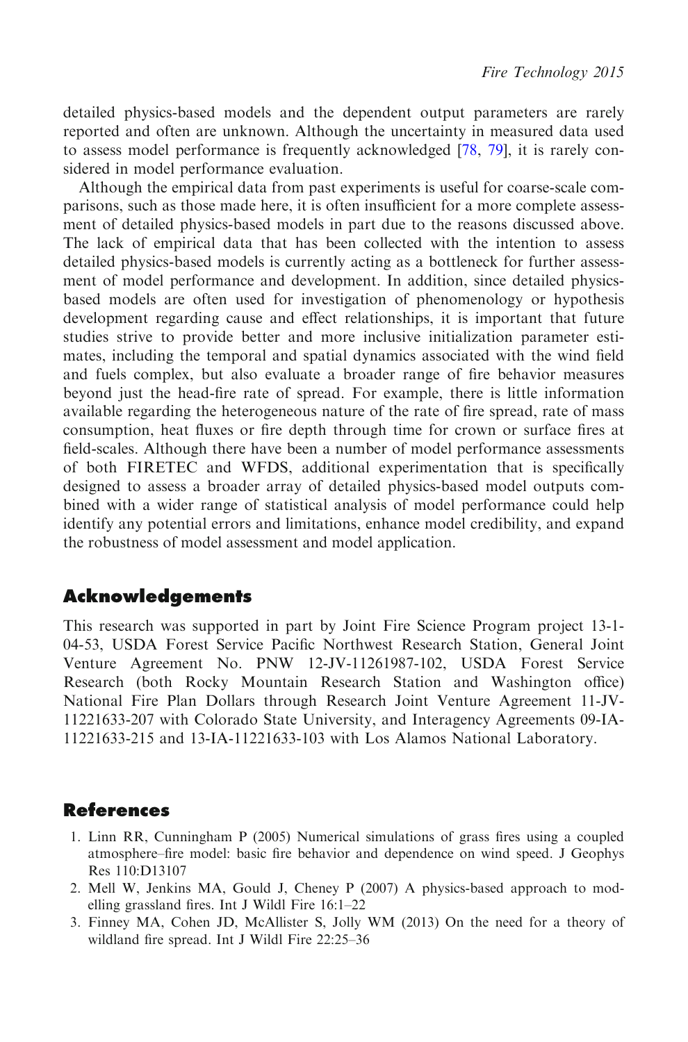detailed physics-based models and the dependent output parameters are rarely reported and often are unknown. Although the uncertainty in measured data used to assess model performance is frequently acknowledged [78, 79], it is rarely considered in model performance evaluation.

Although the empirical data from past experiments is useful for coarse-scale comparisons, such as those made here, it is often insufficient for a more complete assessment of detailed physics-based models in part due to the reasons discussed above. The lack of empirical data that has been collected with the intention to assess detailed physics-based models is currently acting as a bottleneck for further assessment of model performance and development. In addition, since detailed physics-based models are often used for investigation of phenomenology or hypothesis development regarding cause and effect relationships, it is important that future studies strive to provide better and more inclusive initialization parameter estimates, including the temporal and spatial dynamics associated with the wind field and fuels complex, but also evaluate a broader range of fire behavior measures beyond just the head-fire rate of spread. For example, there is little information available regarding the heterogeneous nature of the rate of fire spread, rate of mass consumption, heat fluxes or fire depth through time for crown or surface fires at field-scales. Although there have been a number of model performance assessments of both FIRETEC and WFDS, additional experimentation that is specifically designed to assess a broader array of detailed physics-based model outputs combined with a wider range of statistical analysis of model performance could help identify any potential errors and limitations, enhance model credibility, and expand the robustness of model assessment and model application.

## Acknowledgements

This research was supported in part by Joint Fire Science Program project 13-1-04-53, USDA Forest Service Pacific Northwest Research Station, General Joint Venture Agreement No. PNW 12-JV-11261987-102, USDA Forest Service Research (both Rocky Mountain Research Station and Washington office) National Fire Plan Dollars through Research Joint Venture Agreement 11-JV-11221633-207 with Colorado State University, and Interagency Agreements 09-IA-11221633-215 and 13-IA-11221633-103 with Los Alamos National Laboratory.

## References

1. Linn RR, Cunningham P (2005) Numerical simulations of grass fires using a coupled atmosphere–fire model: basic fire behavior and dependence on wind speed. J Geophys Res 110:D13107
2. Mell W, Jenkins MA, Gould J, Cheney P (2007) A physics-based approach to modelling grassland fires. Int J Wildl Fire 16:1–22
3. Finney MA, Cohen JD, McAllister S, Jolly WM (2013) On the need for a theory of wildland fire spread. Int J Wildl Fire 22:25–36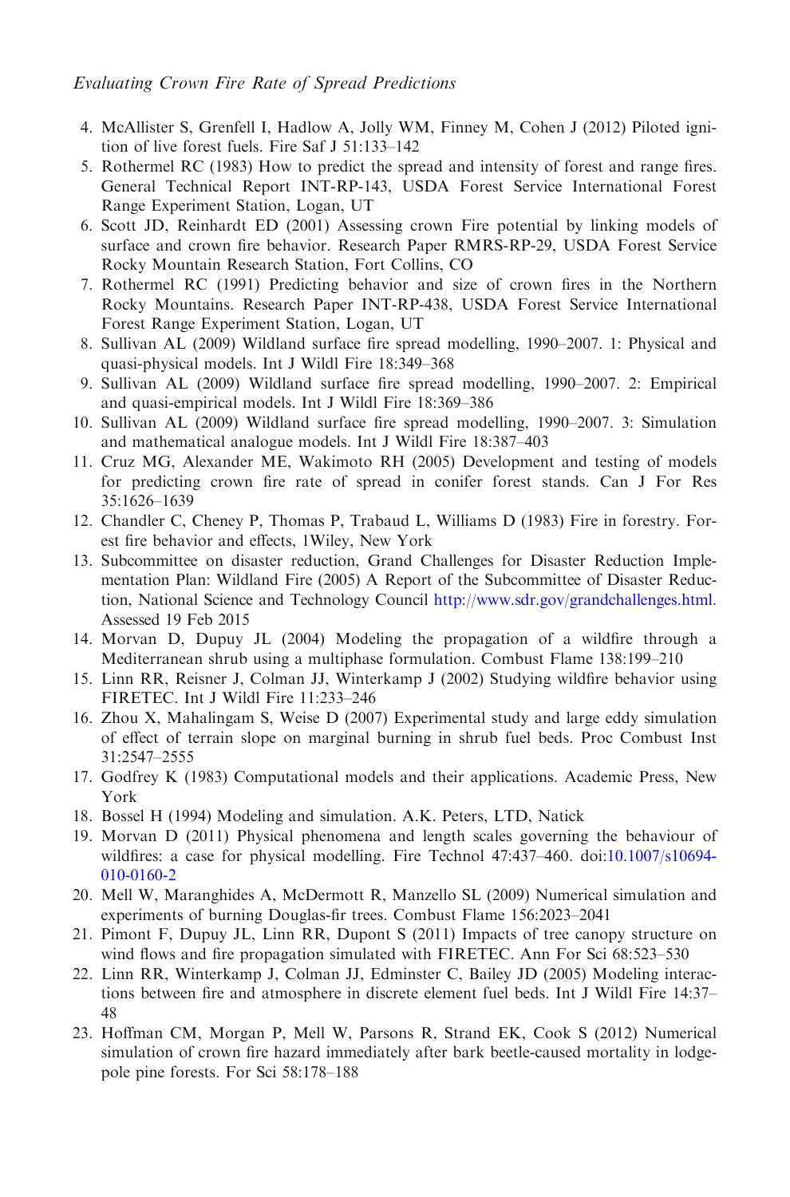4. McAllister S, Grenfell I, Hadlow A, Jolly WM, Finney M, Cohen J (2012) Piloted ignition of live forest fuels. Fire Saf J 51:133–142
5. Rothermel RC (1983) How to predict the spread and intensity of forest and range fires. General Technical Report INT-RP-143, USDA Forest Service International Forest Range Experiment Station, Logan, UT
6. Scott JD, Reinhardt ED (2001) Assessing crown Fire potential by linking models of surface and crown fire behavior. Research Paper RMRS-RP-29, USDA Forest Service Rocky Mountain Research Station, Fort Collins, CO
7. Rothermel RC (1991) Predicting behavior and size of crown fires in the Northern Rocky Mountains. Research Paper INT-RP-438, USDA Forest Service International Forest Range Experiment Station, Logan, UT
8. Sullivan AL (2009) Wildland surface fire spread modelling, 1990–2007. 1: Physical and quasi-physical models. Int J Wildl Fire 18:349–368
9. Sullivan AL (2009) Wildland surface fire spread modelling, 1990–2007. 2: Empirical and quasi-empirical models. Int J Wildl Fire 18:369–386
10. Sullivan AL (2009) Wildland surface fire spread modelling, 1990–2007. 3: Simulation and mathematical analogue models. Int J Wildl Fire 18:387–403
11. Cruz MG, Alexander ME, Wakimoto RH (2005) Development and testing of models for predicting crown fire rate of spread in conifer forest stands. Can J For Res 35:1626–1639
12. Chandler C, Cheney P, Thomas P, Trabaud L, Williams D (1983) Fire in forestry. Forest fire behavior and effects, 1Wiley, New York
13. Subcommittee on disaster reduction, Grand Challenges for Disaster Reduction Implementation Plan: Wildland Fire (2005) A Report of the Subcommittee of Disaster Reduction, National Science and Technology Council http://www.sdr.gov/grandchallenges.html. Assessed 19 Feb 2015
14. Morvan D, Dupuy JL (2004) Modeling the propagation of a wildfire through a Mediterranean shrub using a multiphase formulation. Combust Flame 138:199–210
15. Linn RR, Reisner J, Colman JJ, Winterkamp J (2002) Studying wildfire behavior using FIRETEC. Int J Wildl Fire 11:233–246
16. Zhou X, Mahalingam S, Weise D (2007) Experimental study and large eddy simulation of effect of terrain slope on marginal burning in shrub fuel beds. Proc Combust Inst 31:2547–2555
17. Godfrey K (1983) Computational models and their applications. Academic Press, New York
18. Bossel H (1994) Modeling and simulation. A.K. Peters, LTD, Natick
19. Morvan D (2011) Physical phenomena and length scales governing the behaviour of wildfires: a case for physical modelling. Fire Technol 47:437–460. doi:10.1007/s10694-010-0160-2
20. Mell W, Maranghides A, McDermott R, Manzello SL (2009) Numerical simulation and experiments of burning Douglas-fir trees. Combust Flame 156:2023–2041
21. Pimont F, Dupuy JL, Linn RR, Dupont S (2011) Impacts of tree canopy structure on wind flows and fire propagation simulated with FIRETEC. Ann For Sci 68:523–530
22. Linn RR, Winterkamp J, Colman JJ, Edminster C, Bailey JD (2005) Modeling interactions between fire and atmosphere in discrete element fuel beds. Int J Wildl Fire 14:37–48
23. Hoffman CM, Morgan P, Mell W, Parsons R, Strand EK, Cook S (2012) Numerical simulation of crown fire hazard immediately after bark beetle-caused mortality in lodgepole pine forests. For Sci 58:178–188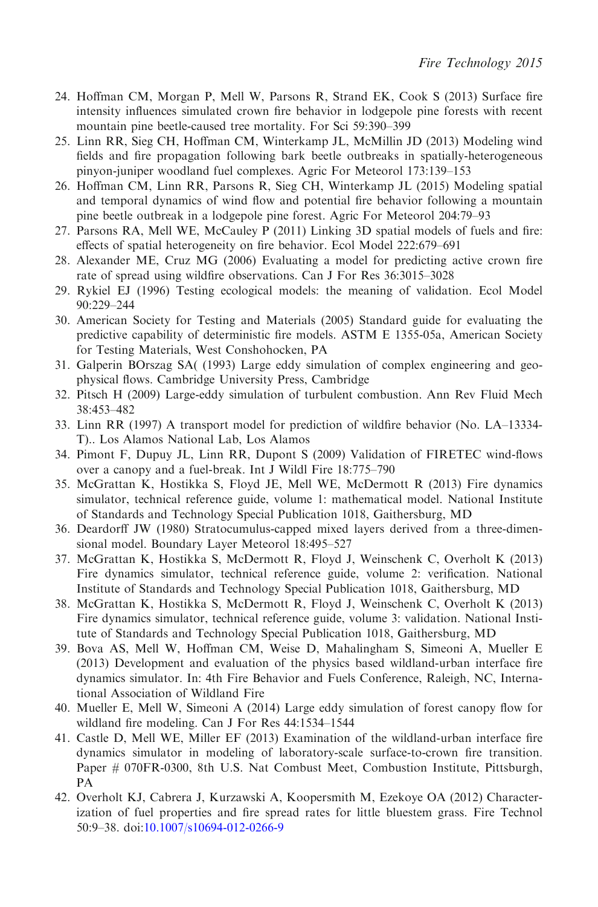24. Hoffman CM, Morgan P, Mell W, Parsons R, Strand EK, Cook S (2013) Surface fire intensity influences simulated crown fire behavior in lodgepole pine forests with recent mountain pine beetle-caused tree mortality. For Sci 59:390–399
25. Linn RR, Sieg CH, Hoffman CM, Winterkamp JL, McMillin JD (2013) Modeling wind fields and fire propagation following bark beetle outbreaks in spatially-heterogeneous pinyon-juniper woodland fuel complexes. Agric For Meteorol 173:139–153
26. Hoffman CM, Linn RR, Parsons R, Sieg CH, Winterkamp JL (2015) Modeling spatial and temporal dynamics of wind flow and potential fire behavior following a mountain pine beetle outbreak in a lodgepole pine forest. Agric For Meteorol 204:79–93
27. Parsons RA, Mell WE, McCauley P (2011) Linking 3D spatial models of fuels and fire: effects of spatial heterogeneity on fire behavior. Ecol Model 222:679–691
28. Alexander ME, Cruz MG (2006) Evaluating a model for predicting active crown fire rate of spread using wildfire observations. Can J For Res 36:3015–3028
29. Rykiel EJ (1996) Testing ecological models: the meaning of validation. Ecol Model 90:229–244
30. American Society for Testing and Materials (2005) Standard guide for evaluating the predictive capability of deterministic fire models. ASTM E 1355-05a, American Society for Testing Materials, West Conshohocken, PA
31. Galperin BOrszag SA( (1993) Large eddy simulation of complex engineering and geophysical flows. Cambridge University Press, Cambridge
32. Pitsch H (2009) Large-eddy simulation of turbulent combustion. Ann Rev Fluid Mech 38:453–482
33. Linn RR (1997) A transport model for prediction of wildfire behavior (No. LA–13334-T).. Los Alamos National Lab, Los Alamos
34. Pimont F, Dupuy JL, Linn RR, Dupont S (2009) Validation of FIRETEC wind-flows over a canopy and a fuel-break. Int J Wildl Fire 18:775–790
35. McGrattan K, Hostikka S, Floyd JE, Mell WE, McDermott R (2013) Fire dynamics simulator, technical reference guide, volume 1: mathematical model. National Institute of Standards and Technology Special Publication 1018, Gaithersburg, MD
36. Deardorff JW (1980) Stratocumulus-capped mixed layers derived from a three-dimensional model. Boundary Layer Meteorol 18:495–527
37. McGrattan K, Hostikka S, McDermott R, Floyd J, Weinschenk C, Overholt K (2013) Fire dynamics simulator, technical reference guide, volume 2: verification. National Institute of Standards and Technology Special Publication 1018, Gaithersburg, MD
38. McGrattan K, Hostikka S, McDermott R, Floyd J, Weinschenk C, Overholt K (2013) Fire dynamics simulator, technical reference guide, volume 3: validation. National Institute of Standards and Technology Special Publication 1018, Gaithersburg, MD
39. Bova AS, Mell W, Hoffman CM, Weise D, Mahalingham S, Simeoni A, Mueller E (2013) Development and evaluation of the physics based wildland-urban interface fire dynamics simulator. In: 4th Fire Behavior and Fuels Conference, Raleigh, NC, International Association of Wildland Fire
40. Mueller E, Mell W, Simeoni A (2014) Large eddy simulation of forest canopy flow for wildland fire modeling. Can J For Res 44:1534–1544
41. Castle D, Mell WE, Miller EF (2013) Examination of the wildland-urban interface fire dynamics simulator in modeling of laboratory-scale surface-to-crown fire transition. Paper # 070FR-0300, 8th U.S. Nat Combust Meet, Combustion Institute, Pittsburgh, PA
42. Overholt KJ, Cabrera J, Kurzawski A, Koopersmith M, Ezekoye OA (2012) Characterization of fuel properties and fire spread rates for little bluestem grass. Fire Technol 50:9–38. doi:10.1007/s10694-012-0266-9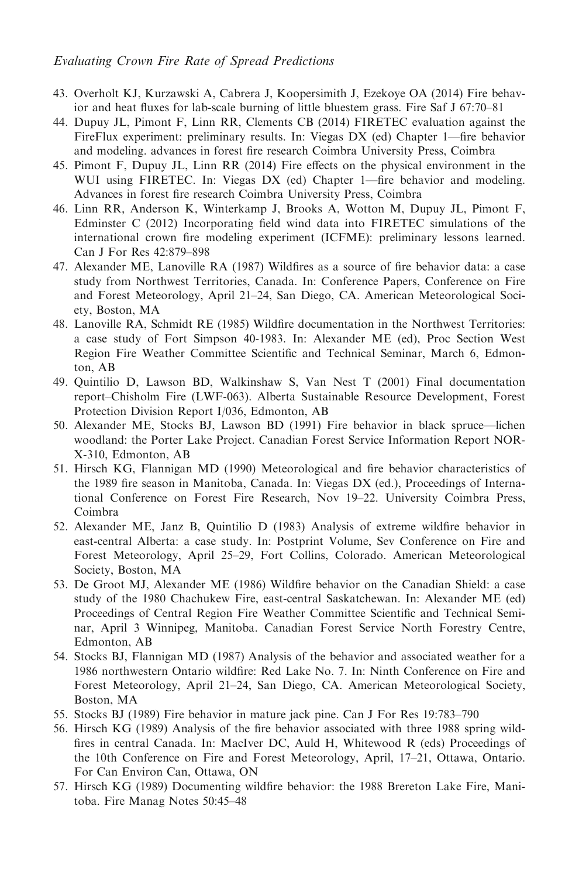43. Overholt KJ, Kurzawski A, Cabrera J, Koopersimith J, Ezekoye OA (2014) Fire behavior and heat fluxes for lab-scale burning of little bluestem grass. Fire Saf J 67:70–81
44. Dupuy JL, Pimont F, Linn RR, Clements CB (2014) FIRETEC evaluation against the FireFlux experiment: preliminary results. In: Viegas DX (ed) Chapter 1—fire behavior and modeling. advances in forest fire research Coimbra University Press, Coimbra
45. Pimont F, Dupuy JL, Linn RR (2014) Fire effects on the physical environment in the WUI using FIRETEC. In: Viegas DX (ed) Chapter 1—fire behavior and modeling. Advances in forest fire research Coimbra University Press, Coimbra
46. Linn RR, Anderson K, Winterkamp J, Brooks A, Wotton M, Dupuy JL, Pimont F, Edminster C (2012) Incorporating field wind data into FIRETEC simulations of the international crown fire modeling experiment (ICFME): preliminary lessons learned. Can J For Res 42:879–898
47. Alexander ME, Lanoville RA (1987) Wildfires as a source of fire behavior data: a case study from Northwest Territories, Canada. In: Conference Papers, Conference on Fire and Forest Meteorology, April 21–24, San Diego, CA. American Meteorological Society, Boston, MA
48. Lanoville RA, Schmidt RE (1985) Wildfire documentation in the Northwest Territories: a case study of Fort Simpson 40-1983. In: Alexander ME (ed), Proc Section West Region Fire Weather Committee Scientific and Technical Seminar, March 6, Edmonton, AB
49. Quintilio D, Lawson BD, Walkinshaw S, Van Nest T (2001) Final documentation report–Chisholm Fire (LWF-063). Alberta Sustainable Resource Development, Forest Protection Division Report I/036, Edmonton, AB
50. Alexander ME, Stocks BJ, Lawson BD (1991) Fire behavior in black spruce—lichen woodland: the Porter Lake Project. Canadian Forest Service Information Report NOR-X-310, Edmonton, AB
51. Hirsch KG, Flannigan MD (1990) Meteorological and fire behavior characteristics of the 1989 fire season in Manitoba, Canada. In: Viegas DX (ed.), Proceedings of International Conference on Forest Fire Research, Nov 19–22. University Coimbra Press, Coimbra
52. Alexander ME, Janz B, Quintilio D (1983) Analysis of extreme wildfire behavior in east-central Alberta: a case study. In: Postprint Volume, Sev Conference on Fire and Forest Meteorology, April 25–29, Fort Collins, Colorado. American Meteorological Society, Boston, MA
53. De Groot MJ, Alexander ME (1986) Wildfire behavior on the Canadian Shield: a case study of the 1980 Chachukew Fire, east-central Saskatchewan. In: Alexander ME (ed) Proceedings of Central Region Fire Weather Committee Scientific and Technical Seminar, April 3 Winnipeg, Manitoba. Canadian Forest Service North Forestry Centre, Edmonton, AB
54. Stocks BJ, Flannigan MD (1987) Analysis of the behavior and associated weather for a 1986 northwestern Ontario wildfire: Red Lake No. 7. In: Ninth Conference on Fire and Forest Meteorology, April 21–24, San Diego, CA. American Meteorological Society, Boston, MA
55. Stocks BJ (1989) Fire behavior in mature jack pine. Can J For Res 19:783–790
56. Hirsch KG (1989) Analysis of the fire behavior associated with three 1988 spring wildfires in central Canada. In: MacIver DC, Auld H, Whitewood R (eds) Proceedings of the 10th Conference on Fire and Forest Meteorology, April, 17–21, Ottawa, Ontario. For Can Environ Can, Ottawa, ON
57. Hirsch KG (1989) Documenting wildfire behavior: the 1988 Brereton Lake Fire, Manitoba. Fire Manag Notes 50:45–48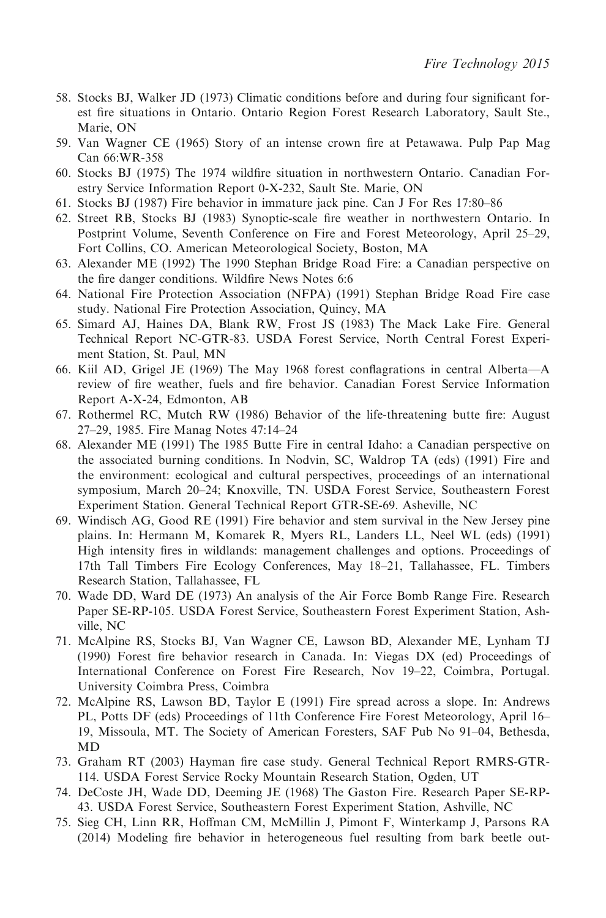58. Stocks BJ, Walker JD (1973) Climatic conditions before and during four significant forest fire situations in Ontario. Ontario Region Forest Research Laboratory, Sault Ste., Marie, ON
59. Van Wagner CE (1965) Story of an intense crown fire at Petawawa. Pulp Pap Mag Can 66:WR-358
60. Stocks BJ (1975) The 1974 wildfire situation in northwestern Ontario. Canadian Forestry Service Information Report 0-X-232, Sault Ste. Marie, ON
61. Stocks BJ (1987) Fire behavior in immature jack pine. Can J For Res 17:80–86
62. Street RB, Stocks BJ (1983) Synoptic-scale fire weather in northwestern Ontario. In Postprint Volume, Seventh Conference on Fire and Forest Meteorology, April 25–29, Fort Collins, CO. American Meteorological Society, Boston, MA
63. Alexander ME (1992) The 1990 Stephan Bridge Road Fire: a Canadian perspective on the fire danger conditions. Wildfire News Notes 6:6
64. National Fire Protection Association (NFPA) (1991) Stephan Bridge Road Fire case study. National Fire Protection Association, Quincy, MA
65. Simard AJ, Haines DA, Blank RW, Frost JS (1983) The Mack Lake Fire. General Technical Report NC-GTR-83. USDA Forest Service, North Central Forest Experiment Station, St. Paul, MN
66. Kiil AD, Grigel JE (1969) The May 1968 forest conflagrations in central Alberta—A review of fire weather, fuels and fire behavior. Canadian Forest Service Information Report A-X-24, Edmonton, AB
67. Rothermel RC, Mutch RW (1986) Behavior of the life-threatening butte fire: August 27–29, 1985. Fire Manag Notes 47:14–24
68. Alexander ME (1991) The 1985 Butte Fire in central Idaho: a Canadian perspective on the associated burning conditions. In Nodvin, SC, Waldrop TA (eds) (1991) Fire and the environment: ecological and cultural perspectives, proceedings of an international symposium, March 20–24; Knoxville, TN. USDA Forest Service, Southeastern Forest Experiment Station. General Technical Report GTR-SE-69. Asheville, NC
69. Windisch AG, Good RE (1991) Fire behavior and stem survival in the New Jersey pine plains. In: Hermann M, Komarek R, Myers RL, Landers LL, Neel WL (eds) (1991) High intensity fires in wildlands: management challenges and options. Proceedings of 17th Tall Timbers Fire Ecology Conferences, May 18–21, Tallahassee, FL. Timbers Research Station, Tallahassee, FL
70. Wade DD, Ward DE (1973) An analysis of the Air Force Bomb Range Fire. Research Paper SE-RP-105. USDA Forest Service, Southeastern Forest Experiment Station, Ashville, NC
71. McAlpine RS, Stocks BJ, Van Wagner CE, Lawson BD, Alexander ME, Lynham TJ (1990) Forest fire behavior research in Canada. In: Viegas DX (ed) Proceedings of International Conference on Forest Fire Research, Nov 19–22, Coimbra, Portugal. University Coimbra Press, Coimbra
72. McAlpine RS, Lawson BD, Taylor E (1991) Fire spread across a slope. In: Andrews PL, Potts DF (eds) Proceedings of 11th Conference Fire Forest Meteorology, April 16–19, Missoula, MT. The Society of American Foresters, SAF Pub No 91–04, Bethesda, MD
73. Graham RT (2003) Hayman fire case study. General Technical Report RMRS-GTR-114. USDA Forest Service Rocky Mountain Research Station, Ogden, UT
74. DeCoste JH, Wade DD, Deeming JE (1968) The Gaston Fire. Research Paper SE-RP-43. USDA Forest Service, Southeastern Forest Experiment Station, Ashville, NC
75. Sieg CH, Linn RR, Hoffman CM, McMillin J, Pimont F, Winterkamp J, Parsons RA (2014) Modeling fire behavior in heterogeneous fuel resulting from bark beetle out-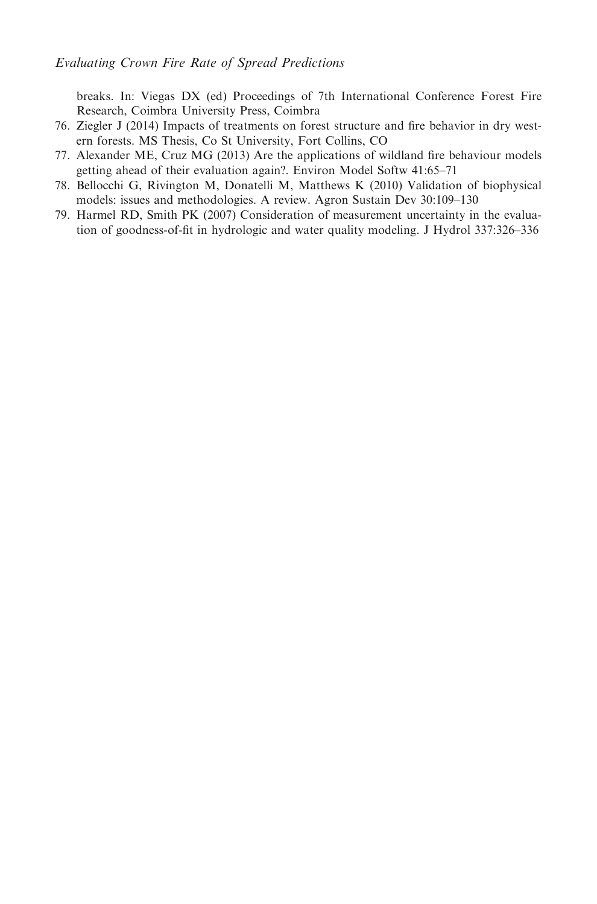breaks. In: Viegas DX (ed) Proceedings of 7th International Conference Forest Fire Research, Coimbra University Press, Coimbra

76. Ziegler J (2014) Impacts of treatments on forest structure and fire behavior in dry western forests. MS Thesis, Co St University, Fort Collins, CO
77. Alexander ME, Cruz MG (2013) Are the applications of wildland fire behaviour models getting ahead of their evaluation again?. Environ Model Softw 41:65–71
78. Bellocchi G, Rivington M, Donatelli M, Matthews K (2010) Validation of biophysical models: issues and methodologies. A review. Agron Sustain Dev 30:109–130
79. Harmel RD, Smith PK (2007) Consideration of measurement uncertainty in the evaluation of goodness-of-fit in hydrologic and water quality modeling. J Hydrol 337:326–336